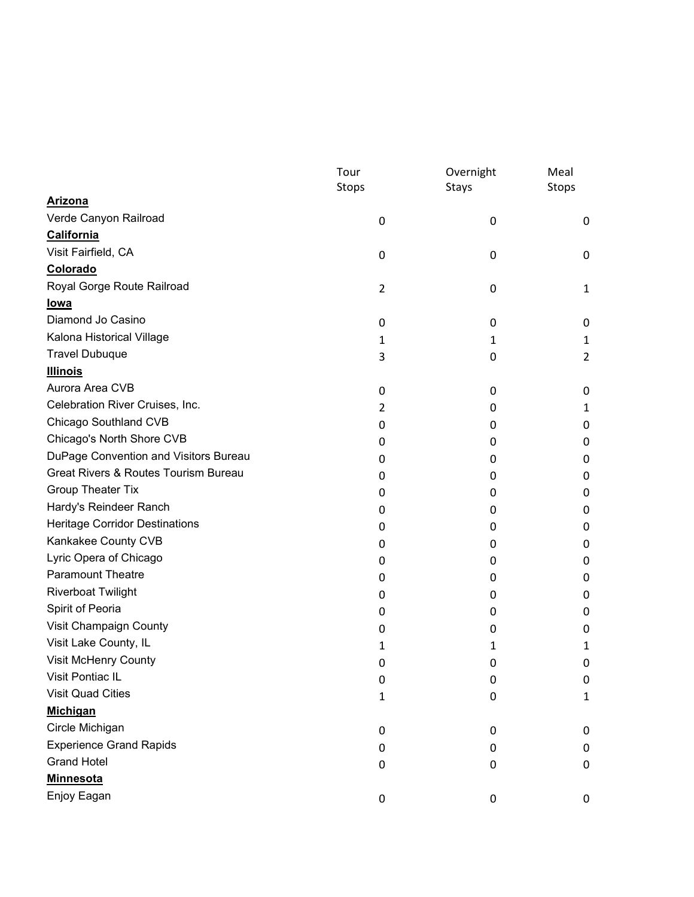| | Tour Stops | Overnight Stays | Meal Stops |
|---|---|---|---|
| **Arizona** | | | |
| Verde Canyon Railroad | 0 | 0 | 0 |
| **California** | | | |
| Visit Fairfield, CA | 0 | 0 | 0 |
| **Colorado** | | | |
| Royal Gorge Route Railroad | 2 | 0 | 1 |
| **Iowa** | | | |
| Diamond Jo Casino | 0 | 0 | 0 |
| Kalona Historical Village | 1 | 1 | 1 |
| Travel Dubuque | 3 | 0 | 2 |
| **Illinois** | | | |
| Aurora Area CVB | 0 | 0 | 0 |
| Celebration River Cruises, Inc. | 2 | 0 | 1 |
| Chicago Southland CVB | 0 | 0 | 0 |
| Chicago's North Shore CVB | 0 | 0 | 0 |
| DuPage Convention and Visitors Bureau | 0 | 0 | 0 |
| Great Rivers & Routes Tourism Bureau | 0 | 0 | 0 |
| Group Theater Tix | 0 | 0 | 0 |
| Hardy's Reindeer Ranch | 0 | 0 | 0 |
| Heritage Corridor Destinations | 0 | 0 | 0 |
| Kankakee County CVB | 0 | 0 | 0 |
| Lyric Opera of Chicago | 0 | 0 | 0 |
| Paramount Theatre | 0 | 0 | 0 |
| Riverboat Twilight | 0 | 0 | 0 |
| Spirit of Peoria | 0 | 0 | 0 |
| Visit Champaign County | 0 | 0 | 0 |
| Visit Lake County, IL | 1 | 1 | 1 |
| Visit McHenry County | 0 | 0 | 0 |
| Visit Pontiac IL | 0 | 0 | 0 |
| Visit Quad Cities | 1 | 0 | 1 |
| **Michigan** | | | |
| Circle Michigan | 0 | 0 | 0 |
| Experience Grand Rapids | 0 | 0 | 0 |
| Grand Hotel | 0 | 0 | 0 |
| **Minnesota** | | | |
| Enjoy Eagan | 0 | 0 | 0 |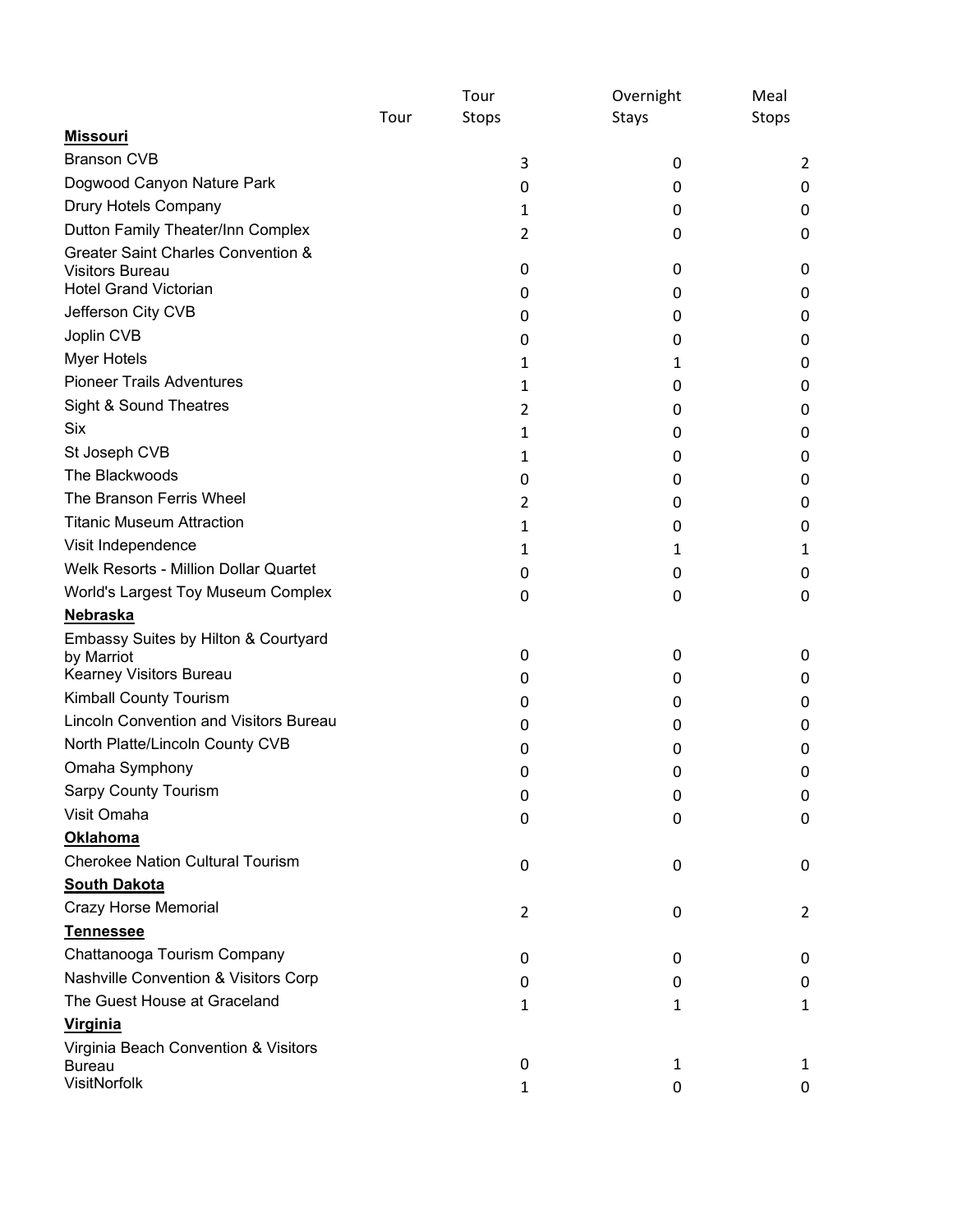| | Tour | Tour Stops | Overnight Stays | Meal Stops |
|---|---|---|---|---|
| **Missouri** | | | | |
| Branson CVB | | 3 | 0 | 2 |
| Dogwood Canyon Nature Park | | 0 | 0 | 0 |
| Drury Hotels Company | | 1 | 0 | 0 |
| Dutton Family Theater/Inn Complex | | 2 | 0 | 0 |
| Greater Saint Charles Convention & Visitors Bureau | | 0 | 0 | 0 |
| Hotel Grand Victorian | | 0 | 0 | 0 |
| Jefferson City CVB | | 0 | 0 | 0 |
| Joplin CVB | | 0 | 0 | 0 |
| Myer Hotels | | 1 | 1 | 0 |
| Pioneer Trails Adventures | | 1 | 0 | 0 |
| Sight & Sound Theatres | | 2 | 0 | 0 |
| Six | | 1 | 0 | 0 |
| St Joseph CVB | | 1 | 0 | 0 |
| The Blackwoods | | 0 | 0 | 0 |
| The Branson Ferris Wheel | | 2 | 0 | 0 |
| Titanic Museum Attraction | | 1 | 0 | 0 |
| Visit Independence | | 1 | 1 | 1 |
| Welk Resorts - Million Dollar Quartet | | 0 | 0 | 0 |
| World's Largest Toy Museum Complex | | 0 | 0 | 0 |
| **Nebraska** | | | | |
| Embassy Suites by Hilton & Courtyard by Marriot | | 0 | 0 | 0 |
| Kearney Visitors Bureau | | 0 | 0 | 0 |
| Kimball County Tourism | | 0 | 0 | 0 |
| Lincoln Convention and Visitors Bureau | | 0 | 0 | 0 |
| North Platte/Lincoln County CVB | | 0 | 0 | 0 |
| Omaha Symphony | | 0 | 0 | 0 |
| Sarpy County Tourism | | 0 | 0 | 0 |
| Visit Omaha | | 0 | 0 | 0 |
| **Oklahoma** | | | | |
| Cherokee Nation Cultural Tourism | | 0 | 0 | 0 |
| **South Dakota** | | | | |
| Crazy Horse Memorial | | 2 | 0 | 2 |
| **Tennessee** | | | | |
| Chattanooga Tourism Company | | 0 | 0 | 0 |
| Nashville Convention & Visitors Corp | | 0 | 0 | 0 |
| The Guest House at Graceland | | 1 | 1 | 1 |
| **Virginia** | | | | |
| Virginia Beach Convention & Visitors Bureau | | 0 | 1 | 1 |
| VisitNorfolk | | 1 | 0 | 0 |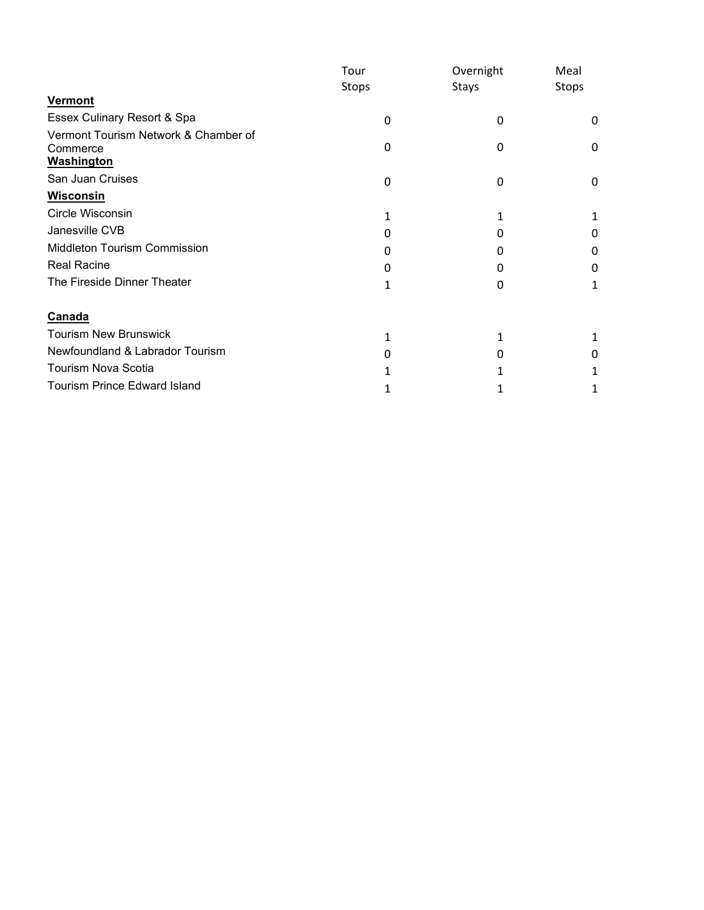| | Tour Stops | Overnight Stays | Meal Stops |
|---|---|---|---|
| **Vermont** | | | |
| Essex Culinary Resort & Spa | 0 | 0 | 0 |
| Vermont Tourism Network & Chamber of Commerce | 0 | 0 | 0 |
| **Washington** | | | |
| San Juan Cruises | 0 | 0 | 0 |
| **Wisconsin** | | | |
| Circle Wisconsin | 1 | 1 | 1 |
| Janesville CVB | 0 | 0 | 0 |
| Middleton Tourism Commission | 0 | 0 | 0 |
| Real Racine | 0 | 0 | 0 |
| The Fireside Dinner Theater | 1 | 0 | 1 |
| **Canada** | | | |
| Tourism New Brunswick | 1 | 1 | 1 |
| Newfoundland & Labrador Tourism | 0 | 0 | 0 |
| Tourism Nova Scotia | 1 | 1 | 1 |
| Tourism Prince Edward Island | 1 | 1 | 1 |